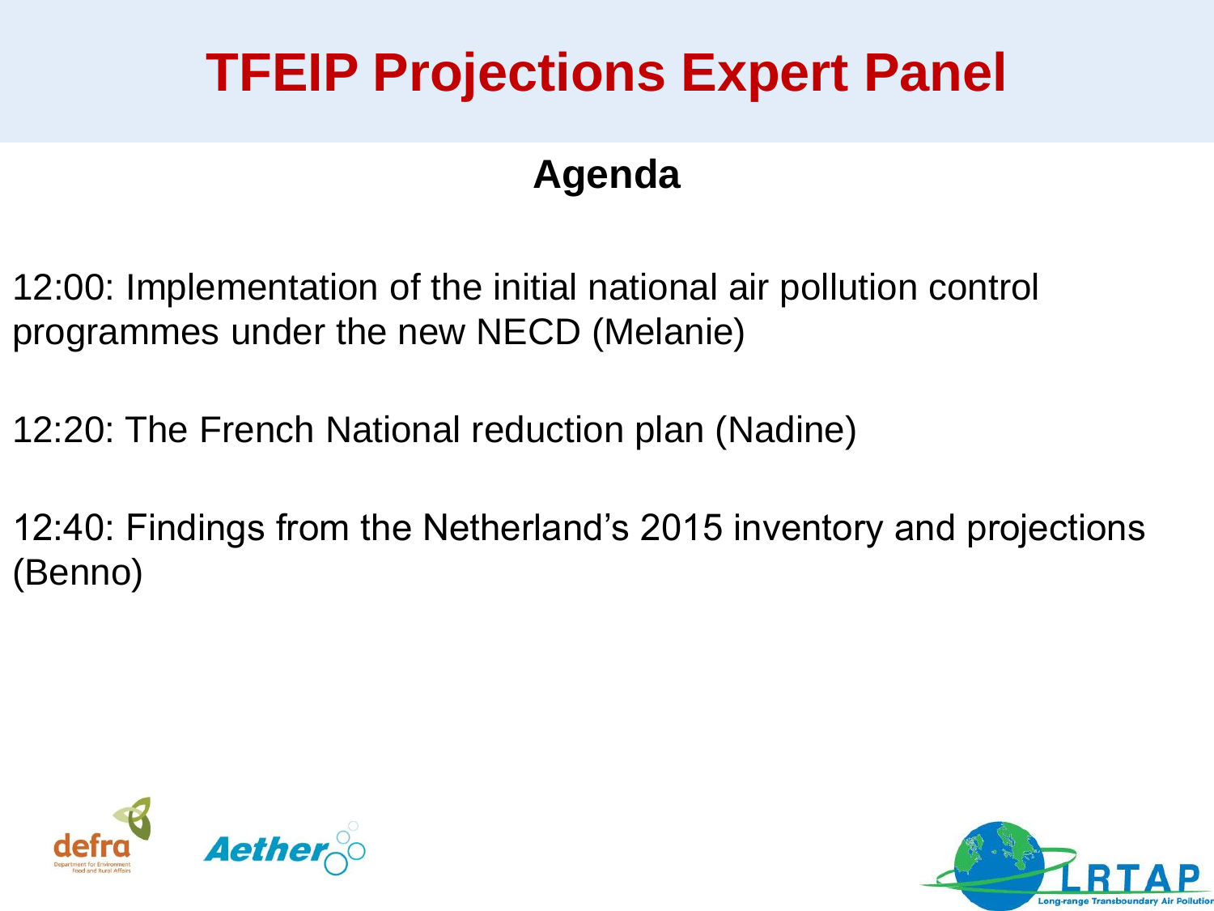# TFEIP Projections Expert Panel

## Agenda

12:00: Implementation of the initial national air pollution control programmes under the new NECD (Melanie)

12:20: The French National reduction plan (Nadine)

12:40: Findings from the Netherland's 2015 inventory and projections (Benno)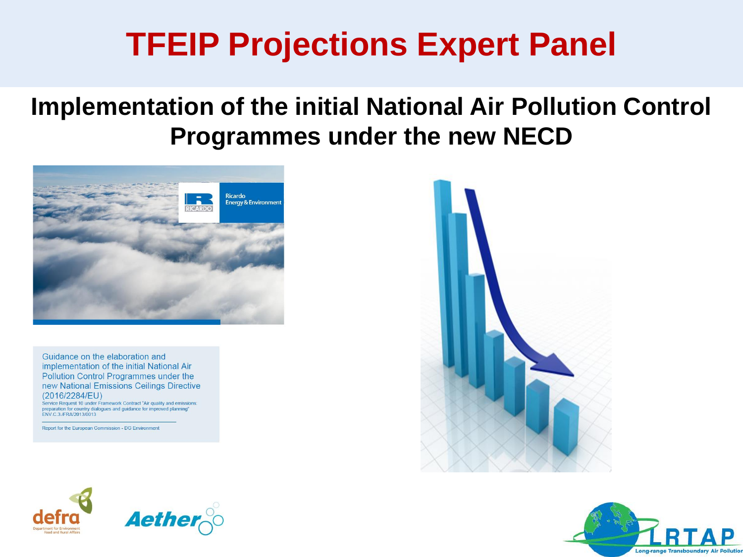# TFEIP Projections Expert Panel

## Implementation of the initial National Air Pollution Control Programmes under the new NECD

Ricardo Energy & Environment

Guidance on the elaboration and implementation of the initial National Air Pollution Control Programmes under the new National Emissions Ceilings Directive (2016/2284/EU)

Service Request 10 under Framework Contract "Air quality and emissions: preparation for country dialogues and guidance for improved planning" ENV.C.3./FRA/2013/0013

Report for the European Commission - DG Environment

defra Department for Environment Food and Rural Affairs

Aether

LRTAP Long-range Transboundary Air Pollution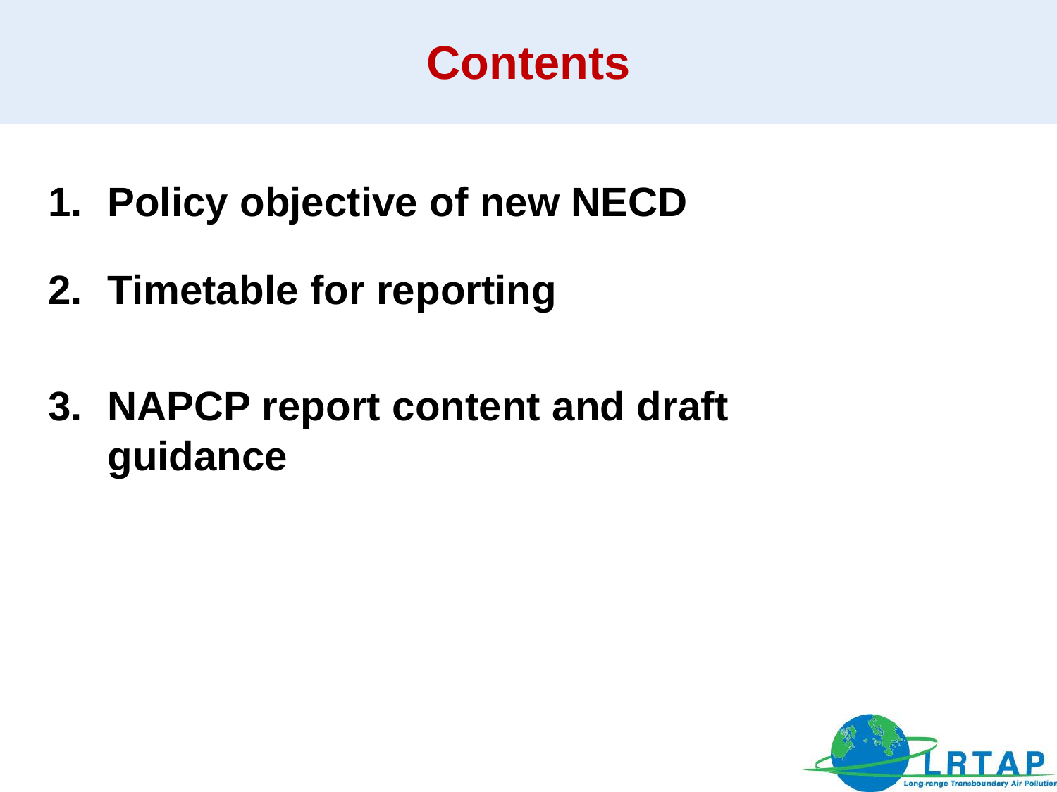# Contents

1. **Policy objective of new NECD**
2. **Timetable for reporting**
3. **NAPCP report content and draft guidance**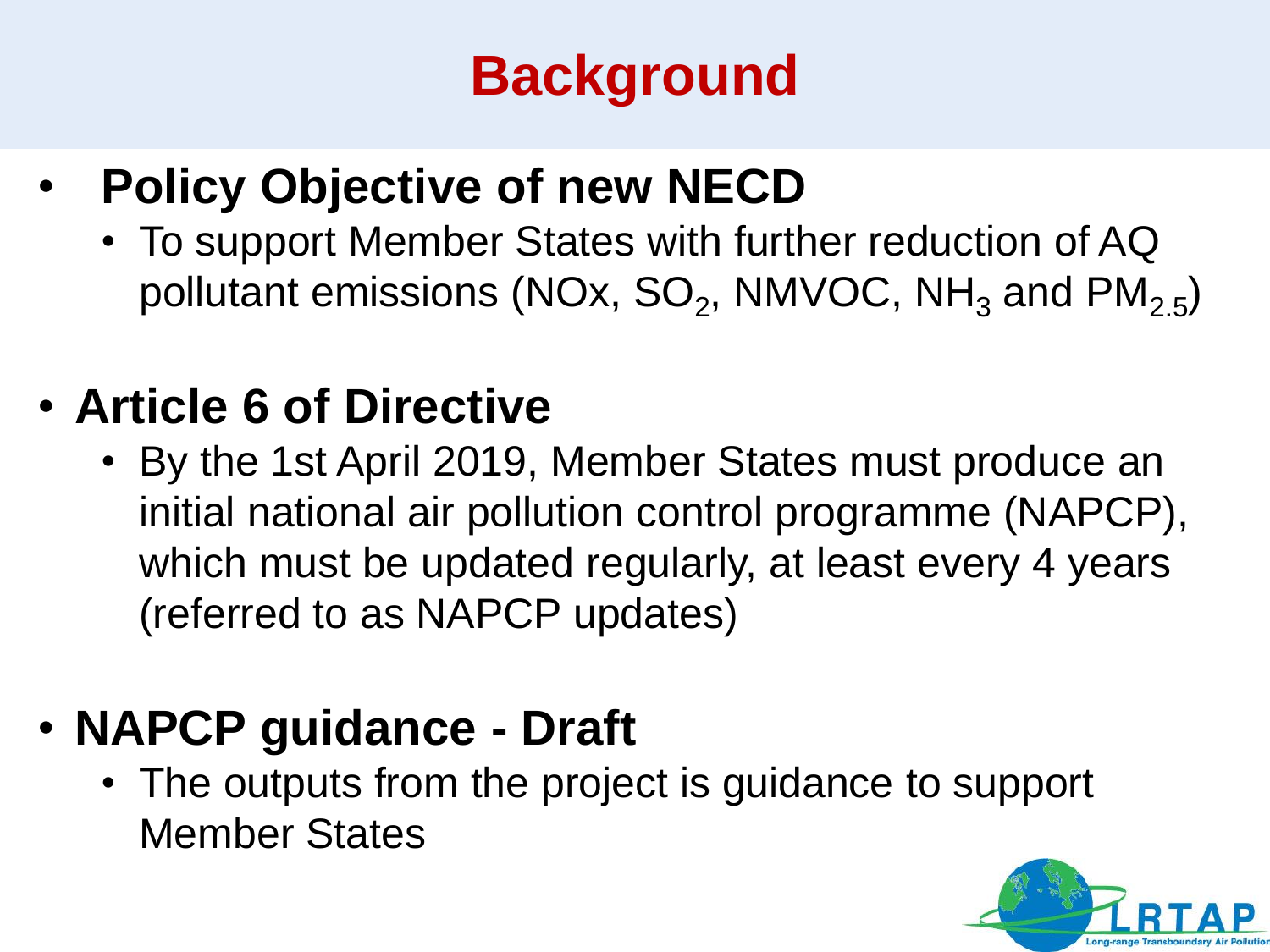# Background

- **Policy Objective of new NECD**
  - To support Member States with further reduction of AQ pollutant emissions (NOx, $SO_2$, NMVOC, $NH_3$ and $PM_{2.5}$)

- **Article 6 of Directive**
  - By the 1st April 2019, Member States must produce an initial national air pollution control programme (NAPCP), which must be updated regularly, at least every 4 years (referred to as NAPCP updates)

- **NAPCP guidance - Draft**
  - The outputs from the project is guidance to support Member States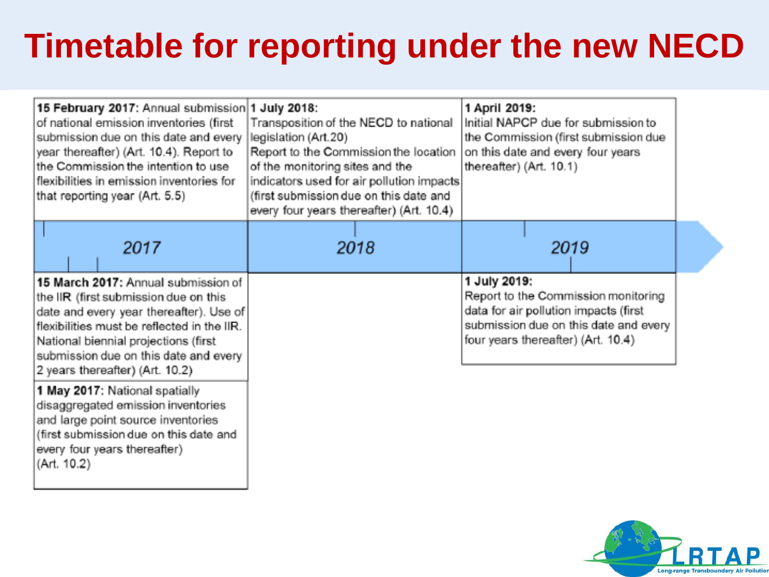# Timetable for reporting under the new NECD

**15 February 2017:** Annual submission of national emission inventories (first submission due on this date and every year thereafter) (Art. 10.4). Report to the Commission the intention to use flexibilities in emission inventories for that reporting year (Art. 5.5)

**15 March 2017:** Annual submission of the IIR (first submission due on this date and every year thereafter). Use of flexibilities must be reflected in the IIR. National biennial projections (first submission due on this date and every 2 years thereafter) (Art. 10.2)

**1 May 2017:** National spatially disaggregated emission inventories and large point source inventories (first submission due on this date and every four years thereafter) (Art. 10.2)

**1 July 2018:** Transposition of the NECD to national legislation (Art.20) Report to the Commission the location of the monitoring sites and the indicators used for air pollution impacts (first submission due on this date and every four years thereafter) (Art. 10.4)

**1 April 2019:** Initial NAPCP due for submission to the Commission (first submission due on this date and every four years thereafter) (Art. 10.1)

**1 July 2019:** Report to the Commission monitoring data for air pollution impacts (first submission due on this date and every four years thereafter) (Art. 10.4)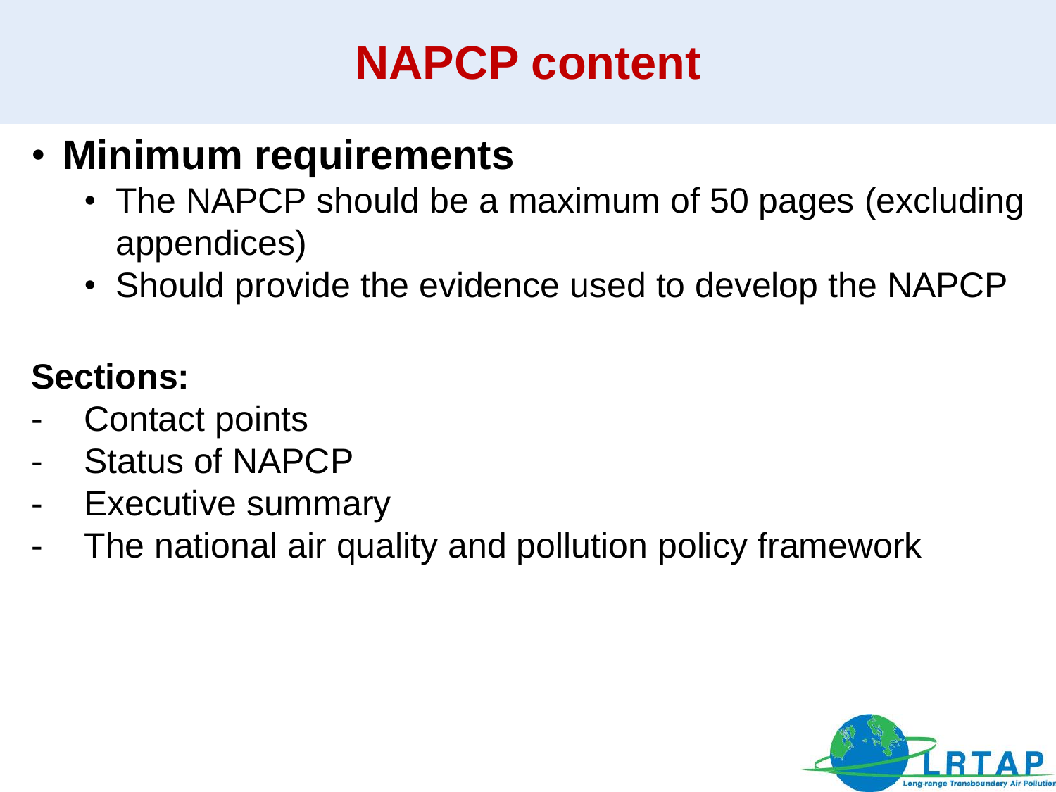# NAPCP content

- **Minimum requirements**
  - The NAPCP should be a maximum of 50 pages (excluding appendices)
  - Should provide the evidence used to develop the NAPCP

**Sections:**

- Contact points
- Status of NAPCP
- Executive summary
- The national air quality and pollution policy framework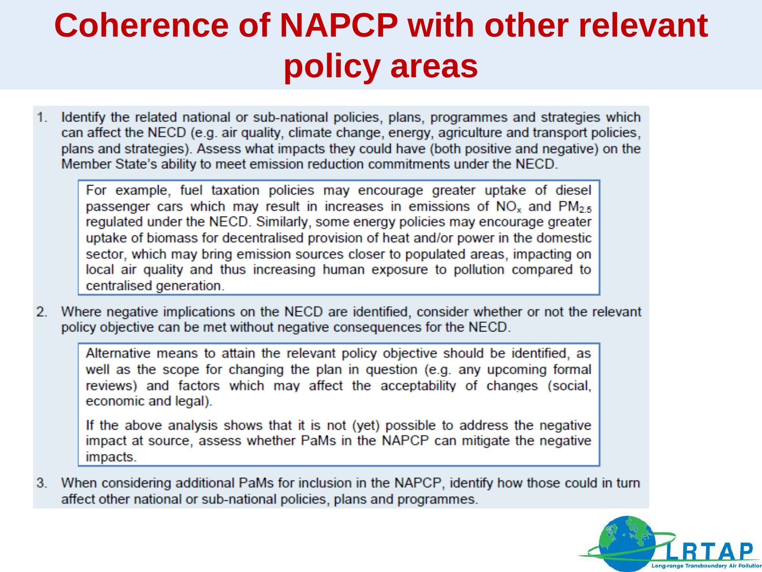# Coherence of NAPCP with other relevant policy areas

1. Identify the related national or sub-national policies, plans, programmes and strategies which can affect the NECD (e.g. air quality, climate change, energy, agriculture and transport policies, plans and strategies). Assess what impacts they could have (both positive and negative) on the Member State's ability to meet emission reduction commitments under the NECD.

   > For example, fuel taxation policies may encourage greater uptake of diesel passenger cars which may result in increases in emissions of $NO_x$ and $PM_{2.5}$ regulated under the NECD. Similarly, some energy policies may encourage greater uptake of biomass for decentralised provision of heat and/or power in the domestic sector, which may bring emission sources closer to populated areas, impacting on local air quality and thus increasing human exposure to pollution compared to centralised generation.

2. Where negative implications on the NECD are identified, consider whether or not the relevant policy objective can be met without negative consequences for the NECD.

   > Alternative means to attain the relevant policy objective should be identified, as well as the scope for changing the plan in question (e.g. any upcoming formal reviews) and factors which may affect the acceptability of changes (social, economic and legal).
   >
   > If the above analysis shows that it is not (yet) possible to address the negative impact at source, assess whether PaMs in the NAPCP can mitigate the negative impacts.

3. When considering additional PaMs for inclusion in the NAPCP, identify how those could in turn affect other national or sub-national policies, plans and programmes.

LRTAP
Long-range Transboundary Air Pollution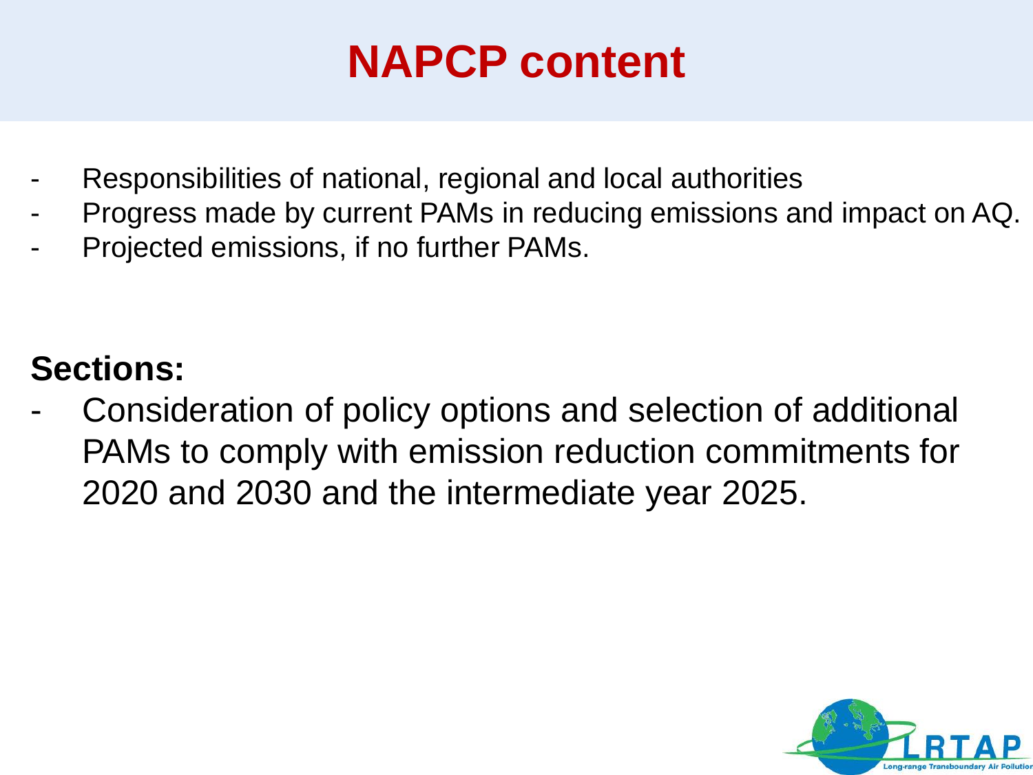# NAPCP content

- Responsibilities of national, regional and local authorities
- Progress made by current PAMs in reducing emissions and impact on AQ.
- Projected emissions, if no further PAMs.

**Sections:**

- Consideration of policy options and selection of additional PAMs to comply with emission reduction commitments for 2020 and 2030 and the intermediate year 2025.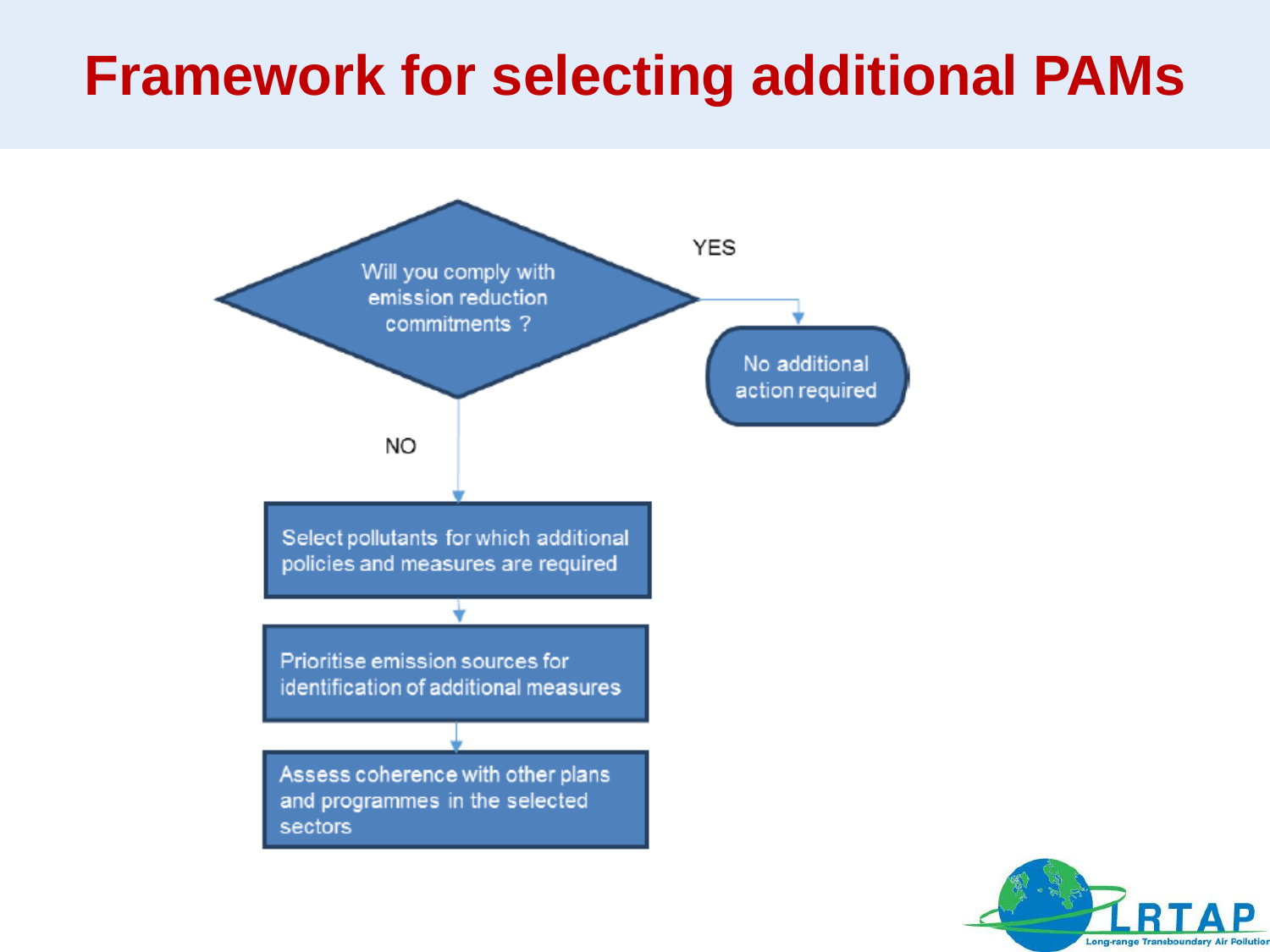# Framework for selecting additional PAMs

Will you comply with emission reduction commitments ?

YES

No additional action required

NO

Select pollutants for which additional policies and measures are required

Prioritise emission sources for identification of additional measures

Assess coherence with other plans and programmes in the selected sectors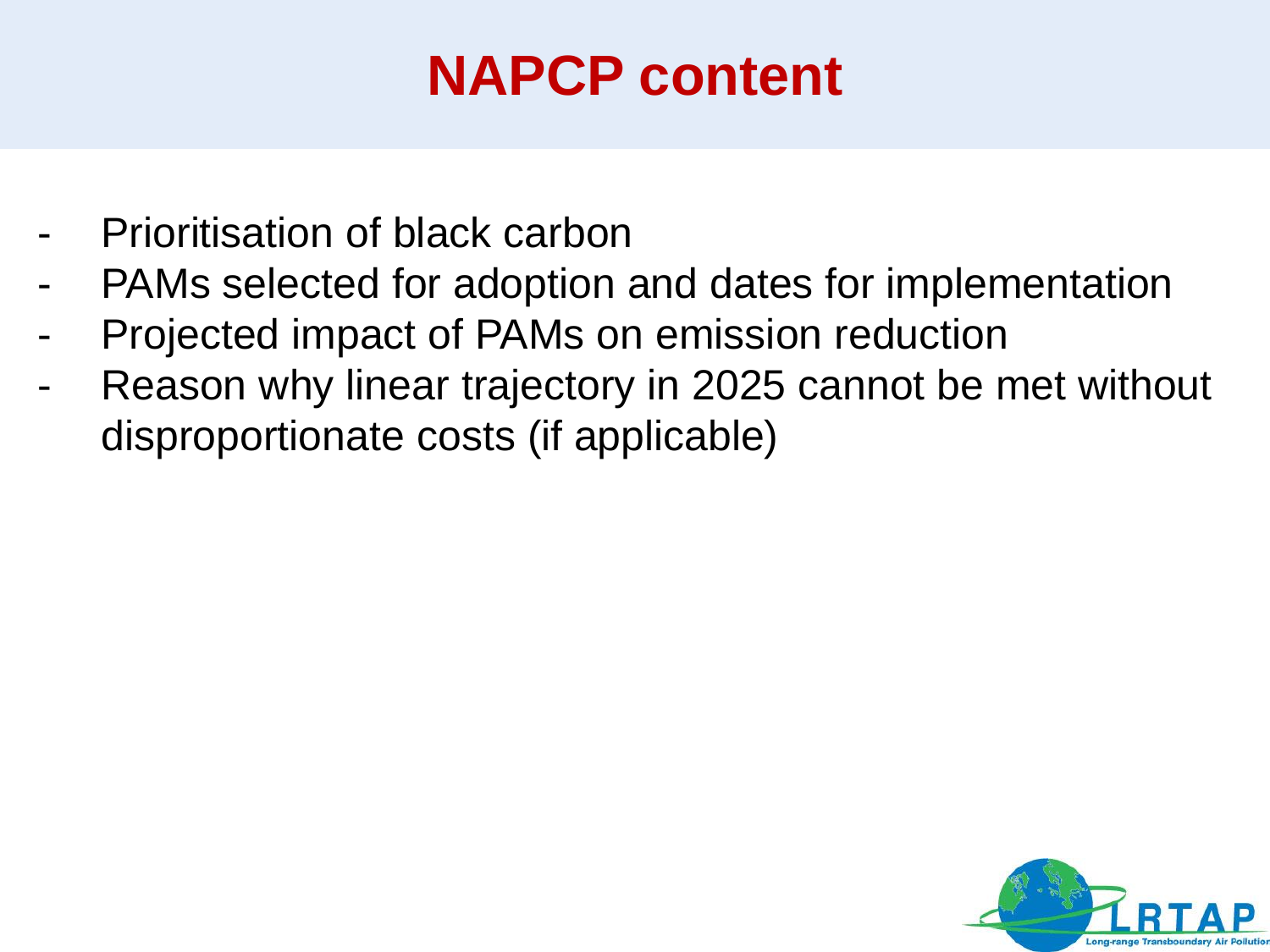# NAPCP content

- Prioritisation of black carbon
- PAMs selected for adoption and dates for implementation
- Projected impact of PAMs on emission reduction
- Reason why linear trajectory in 2025 cannot be met without disproportionate costs (if applicable)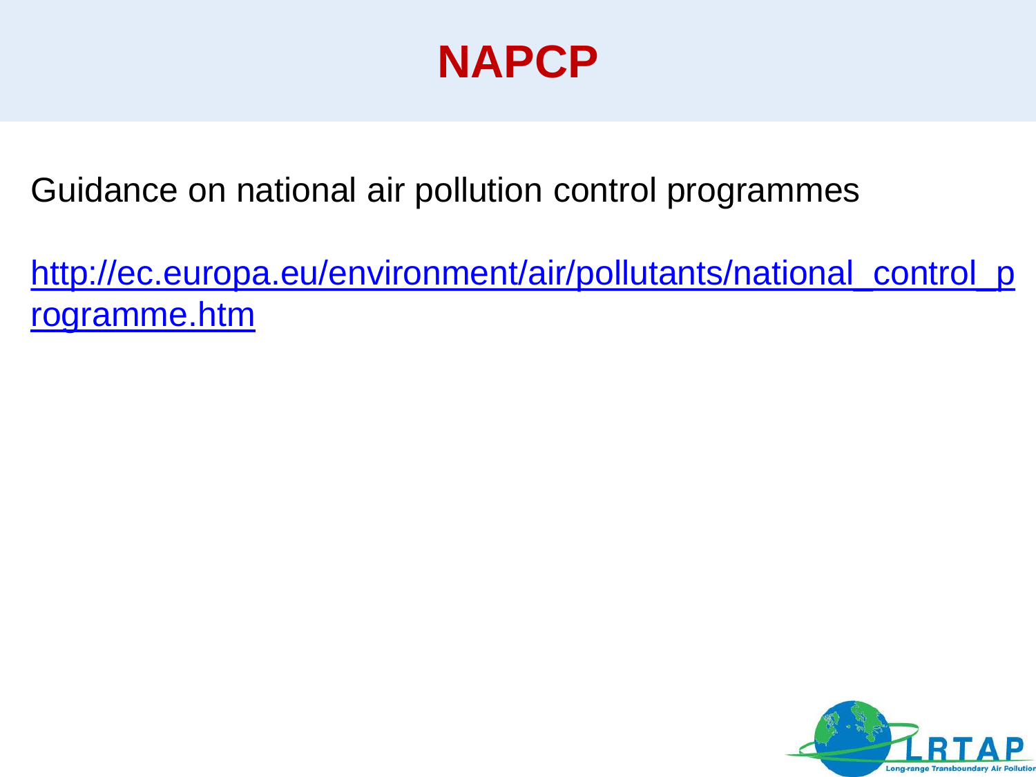# NAPCP

Guidance on national air pollution control programmes

http://ec.europa.eu/environment/air/pollutants/national_control_programme.htm